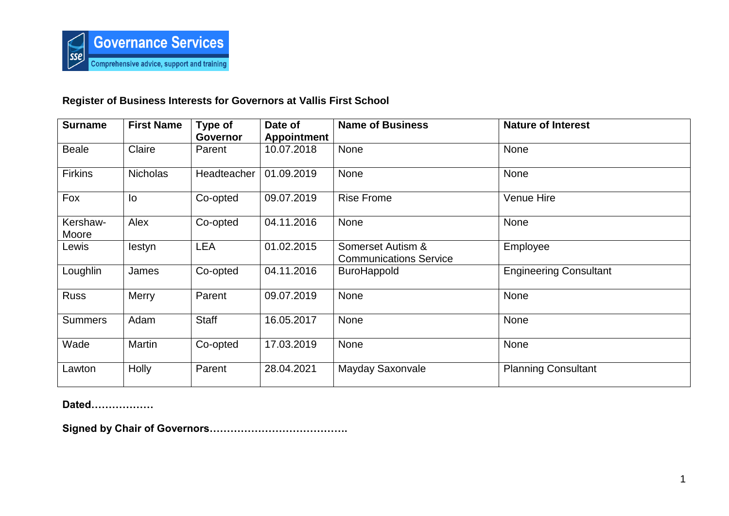Governance Services

Comprehensive advice, support and training

**Register of Business Interests for Governors at Vallis First School**

| Surname | First Name | Type of Governor | Date of Appointment | Name of Business | Nature of Interest |
|---|---|---|---|---|---|
| Beale | Claire | Parent | 10.07.2018 | None | None |
| Firkins | Nicholas | Headteacher | 01.09.2019 | None | None |
| Fox | Io | Co-opted | 09.07.2019 | Rise Frome | Venue Hire |
| Kershaw-Moore | Alex | Co-opted | 04.11.2016 | None | None |
| Lewis | Iestyn | LEA | 01.02.2015 | Somerset Autism & Communications Service | Employee |
| Loughlin | James | Co-opted | 04.11.2016 | BuroHappold | Engineering Consultant |
| Russ | Merry | Parent | 09.07.2019 | None | None |
| Summers | Adam | Staff | 16.05.2017 | None | None |
| Wade | Martin | Co-opted | 17.03.2019 | None | None |
| Lawton | Holly | Parent | 28.04.2021 | Mayday Saxonvale | Planning Consultant |

**Dated………………**

**Signed by Chair of Governors………………………………….**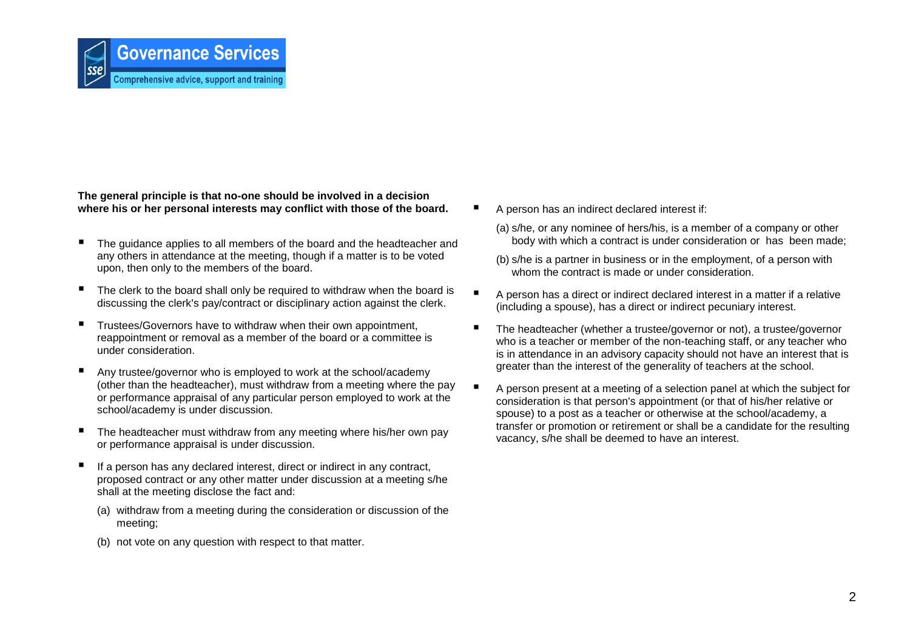**The general principle is that no-one should be involved in a decision where his or her personal interests may conflict with those of the board.**

- The guidance applies to all members of the board and the headteacher and any others in attendance at the meeting, though if a matter is to be voted upon, then only to the members of the board.
- The clerk to the board shall only be required to withdraw when the board is discussing the clerk's pay/contract or disciplinary action against the clerk.
- Trustees/Governors have to withdraw when their own appointment, reappointment or removal as a member of the board or a committee is under consideration.
- Any trustee/governor who is employed to work at the school/academy (other than the headteacher), must withdraw from a meeting where the pay or performance appraisal of any particular person employed to work at the school/academy is under discussion.
- The headteacher must withdraw from any meeting where his/her own pay or performance appraisal is under discussion.
- If a person has any declared interest, direct or indirect in any contract, proposed contract or any other matter under discussion at a meeting s/he shall at the meeting disclose the fact and:

  (a) withdraw from a meeting during the consideration or discussion of the meeting;

  (b) not vote on any question with respect to that matter.

- A person has an indirect declared interest if:

  (a) s/he, or any nominee of hers/his, is a member of a company or other body with which a contract is under consideration or has been made;

  (b) s/he is a partner in business or in the employment, of a person with whom the contract is made or under consideration.

- A person has a direct or indirect declared interest in a matter if a relative (including a spouse), has a direct or indirect pecuniary interest.
- The headteacher (whether a trustee/governor or not), a trustee/governor who is a teacher or member of the non-teaching staff, or any teacher who is in attendance in an advisory capacity should not have an interest that is greater than the interest of the generality of teachers at the school.
- A person present at a meeting of a selection panel at which the subject for consideration is that person's appointment (or that of his/her relative or spouse) to a post as a teacher or otherwise at the school/academy, a transfer or promotion or retirement or shall be a candidate for the resulting vacancy, s/he shall be deemed to have an interest.